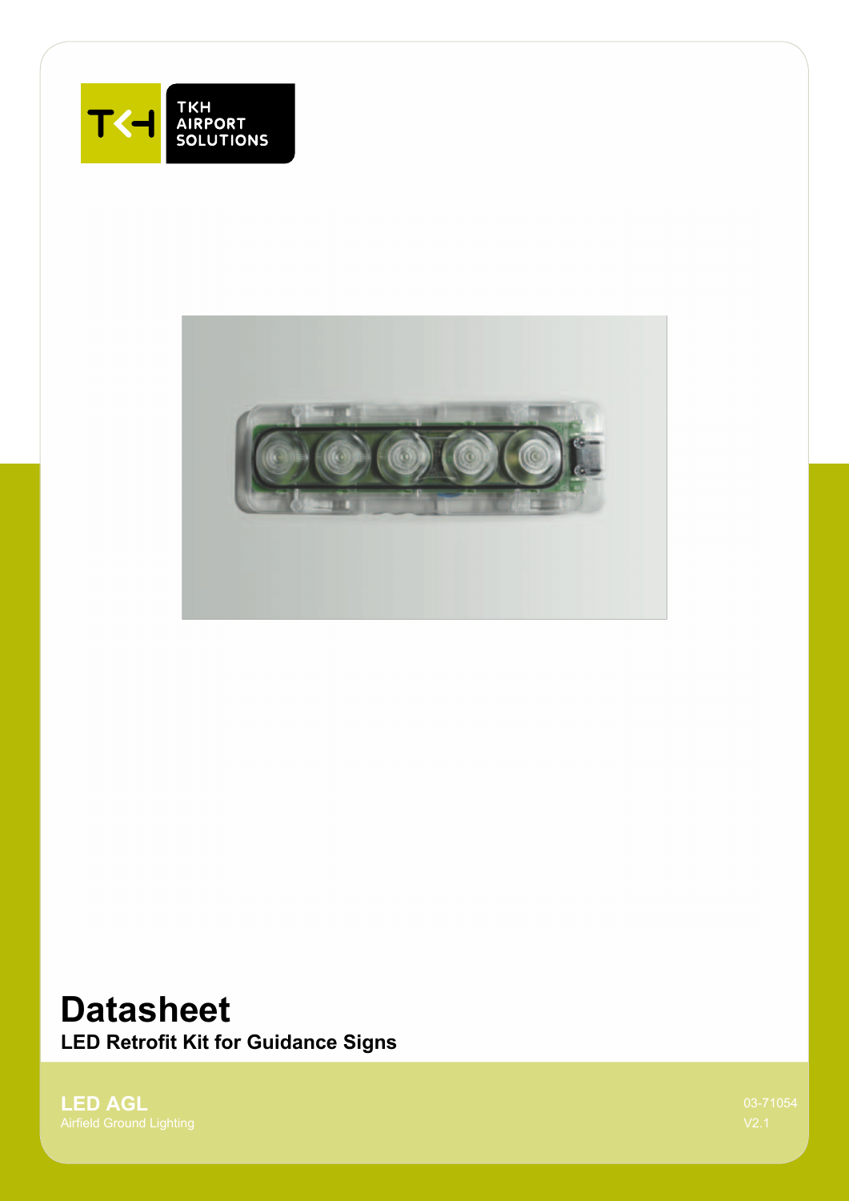TKH AIRPORT SOLUTIONS

# Datasheet

**LED Retrofit Kit for Guidance Signs**

**LED AGL**
Airfield Ground Lighting

03-71054
V2.1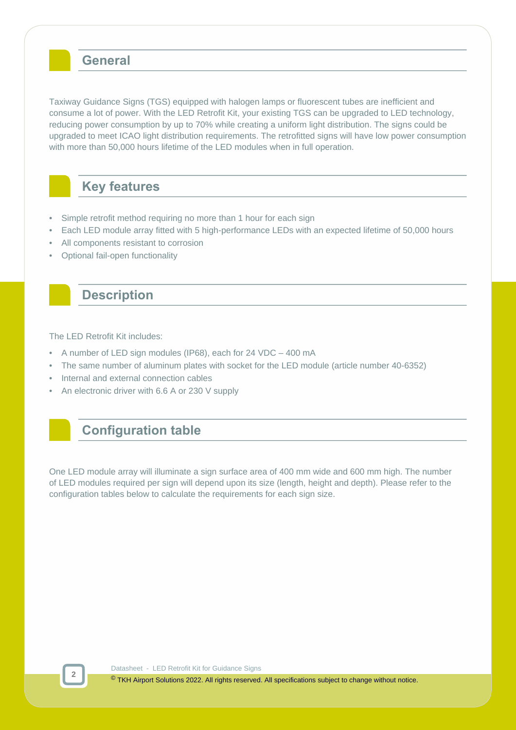## General

Taxiway Guidance Signs (TGS) equipped with halogen lamps or fluorescent tubes are inefficient and consume a lot of power. With the LED Retrofit Kit, your existing TGS can be upgraded to LED technology, reducing power consumption by up to 70% while creating a uniform light distribution. The signs could be upgraded to meet ICAO light distribution requirements. The retrofitted signs will have low power consumption with more than 50,000 hours lifetime of the LED modules when in full operation.

## Key features

- Simple retrofit method requiring no more than 1 hour for each sign
- Each LED module array fitted with 5 high-performance LEDs with an expected lifetime of 50,000 hours
- All components resistant to corrosion
- Optional fail-open functionality

## Description

The LED Retrofit Kit includes:

- A number of LED sign modules (IP68), each for 24 VDC – 400 mA
- The same number of aluminum plates with socket for the LED module (article number 40-6352)
- Internal and external connection cables
- An electronic driver with 6.6 A or 230 V supply

## Configuration table

One LED module array will illuminate a sign surface area of 400 mm wide and 600 mm high. The number of LED modules required per sign will depend upon its size (length, height and depth). Please refer to the configuration tables below to calculate the requirements for each sign size.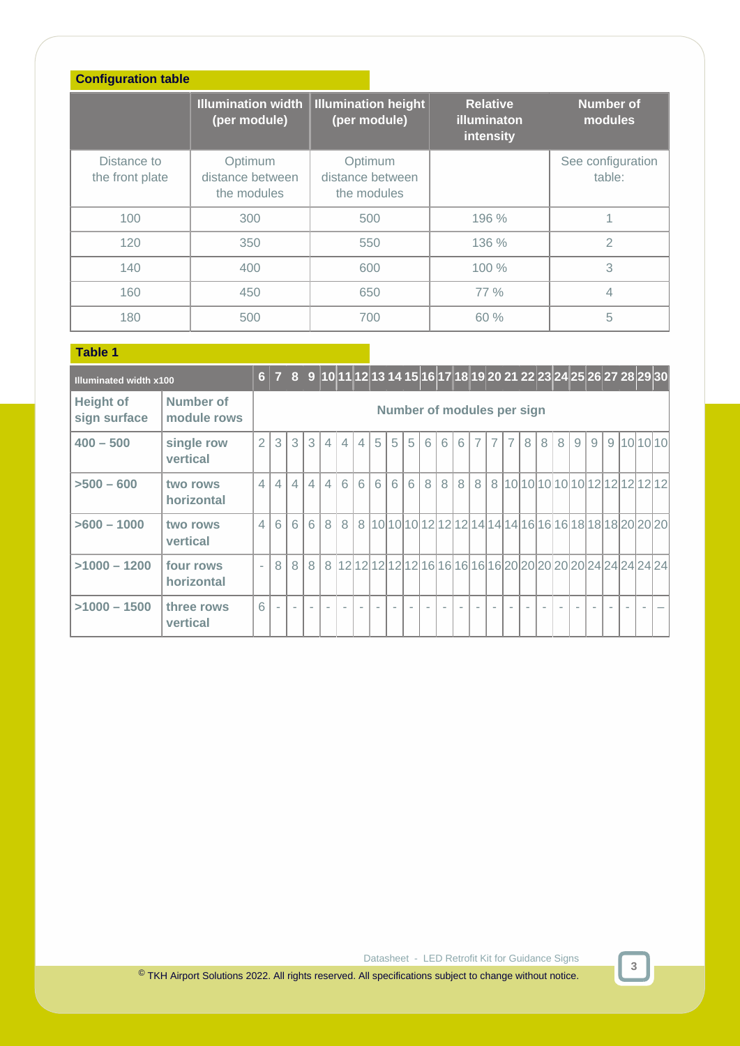**Configuration table**

| | Illumination width (per module) | Illumination height (per module) | Relative illuminaton intensity | Number of modules |
|---|---|---|---|---|
| Distance to the front plate | Optimum distance between the modules | Optimum distance between the modules | | See configuration table: |
| 100 | 300 | 500 | 196 % | 1 |
| 120 | 350 | 550 | 136 % | 2 |
| 140 | 400 | 600 | 100 % | 3 |
| 160 | 450 | 650 | 77 % | 4 |
| 180 | 500 | 700 | 60 % | 5 |

**Table 1**

| Illuminated width x100 | | 6 | 7 | 8 | 9 | 10 | 11 | 12 | 13 | 14 | 15 | 16 | 17 | 18 | 19 | 20 | 21 | 22 | 23 | 24 | 25 | 26 | 27 | 28 | 29 | 30 |
|---|---|---|---|---|---|---|---|---|---|---|---|---|---|---|---|---|---|---|---|---|---|---|---|---|---|---|
| **Height of sign surface** | **Number of module rows** | **Number of modules per sign** | | | | | | | | | | | | | | | | | | | | | | | | |
| **400 – 500** | **single row vertical** | 2 | 3 | 3 | 3 | 4 | 4 | 4 | 5 | 5 | 5 | 6 | 6 | 6 | 7 | 7 | 7 | 8 | 8 | 8 | 9 | 9 | 9 | 10 | 10 | 10 |
| **>500 – 600** | **two rows horizontal** | 4 | 4 | 4 | 4 | 4 | 6 | 6 | 6 | 6 | 6 | 8 | 8 | 8 | 8 | 8 | 10 | 10 | 10 | 10 | 10 | 12 | 12 | 12 | 12 | 12 |
| **>600 – 1000** | **two rows vertical** | 4 | 6 | 6 | 6 | 8 | 8 | 8 | 10 | 10 | 10 | 12 | 12 | 12 | 14 | 14 | 14 | 16 | 16 | 16 | 18 | 18 | 18 | 20 | 20 | 20 |
| **>1000 – 1200** | **four rows horizontal** | - | 8 | 8 | 8 | 8 | 12 | 12 | 12 | 12 | 12 | 16 | 16 | 16 | 16 | 16 | 20 | 20 | 20 | 20 | 20 | 24 | 24 | 24 | 24 | 24 |
| **>1000 – 1500** | **three rows vertical** | 6 | - | - | - | - | - | - | - | - | - | - | - | - | - | - | - | - | - | - | - | - | - | - | - | – |

Datasheet - LED Retrofit Kit for Guidance Signs

© TKH Airport Solutions 2022. All rights reserved. All specifications subject to change without notice.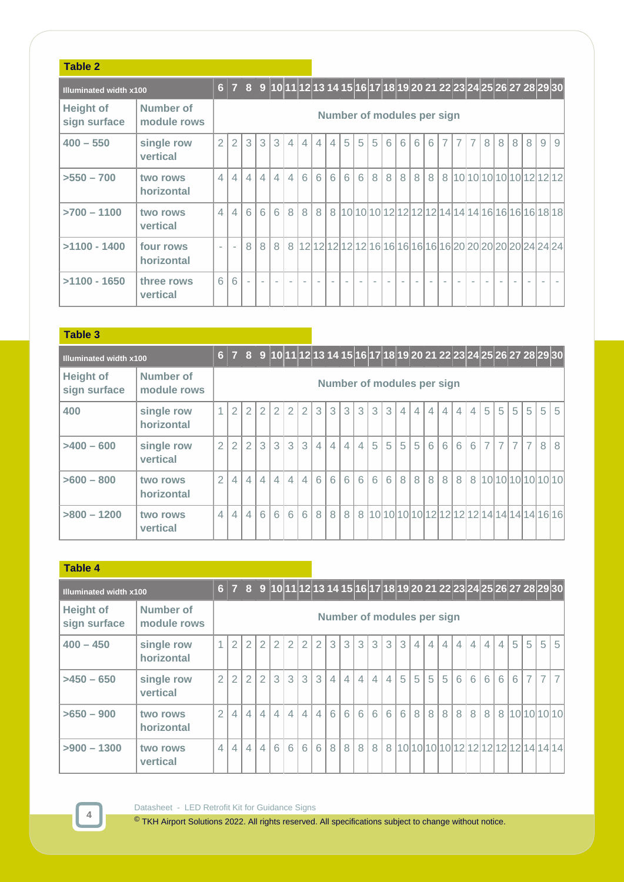## Table 2

| Illuminated width x100 | | 6 | 7 | 8 | 9 | 10 | 11 | 12 | 13 | 14 | 15 | 16 | 17 | 18 | 19 | 20 | 21 | 22 | 23 | 24 | 25 | 26 | 27 | 28 | 29 | 30 |
|---|---|---|---|---|---|---|---|---|---|---|---|---|---|---|---|---|---|---|---|---|---|---|---|---|---|---|
| **Height of sign surface** | **Number of module rows** | **Number of modules per sign** | | | | | | | | | | | | | | | | | | | | | | | | |
| **400 – 550** | single row vertical | 2 | 2 | 3 | 3 | 3 | 4 | 4 | 4 | 4 | 5 | 5 | 5 | 6 | 6 | 6 | 6 | 7 | 7 | 7 | 8 | 8 | 8 | 8 | 9 | 9 |
| **>550 – 700** | two rows horizontal | 4 | 4 | 4 | 4 | 4 | 4 | 6 | 6 | 6 | 6 | 6 | 8 | 8 | 8 | 8 | 8 | 8 | 10 | 10 | 10 | 10 | 10 | 12 | 12 | 12 |
| **>700 – 1100** | two rows vertical | 4 | 4 | 6 | 6 | 6 | 8 | 8 | 8 | 8 | 10 | 10 | 10 | 12 | 12 | 12 | 12 | 14 | 14 | 14 | 16 | 16 | 16 | 16 | 18 | 18 |
| **>1100 - 1400** | four rows horizontal | - | - | 8 | 8 | 8 | 8 | 12 | 12 | 12 | 12 | 12 | 16 | 16 | 16 | 16 | 16 | 20 | 20 | 20 | 20 | 20 | 20 | 24 | 24 | 24 |
| **>1100 - 1650** | three rows vertical | 6 | 6 | - | - | - | - | - | - | - | - | - | - | - | - | - | - | - | - | - | - | - | - | - | - | - |

## Table 3

| Illuminated width x100 | | 6 | 7 | 8 | 9 | 10 | 11 | 12 | 13 | 14 | 15 | 16 | 17 | 18 | 19 | 20 | 21 | 22 | 23 | 24 | 25 | 26 | 27 | 28 | 29 | 30 |
|---|---|---|---|---|---|---|---|---|---|---|---|---|---|---|---|---|---|---|---|---|---|---|---|---|---|---|
| **Height of sign surface** | **Number of module rows** | **Number of modules per sign** | | | | | | | | | | | | | | | | | | | | | | | | |
| **400** | single row horizontal | 1 | 2 | 2 | 2 | 2 | 2 | 2 | 3 | 3 | 3 | 3 | 3 | 3 | 4 | 4 | 4 | 4 | 4 | 4 | 5 | 5 | 5 | 5 | 5 | 5 |
| **>400 – 600** | single row vertical | 2 | 2 | 2 | 3 | 3 | 3 | 3 | 4 | 4 | 4 | 4 | 5 | 5 | 5 | 5 | 6 | 6 | 6 | 6 | 7 | 7 | 7 | 7 | 8 | 8 |
| **>600 – 800** | two rows horizontal | 2 | 4 | 4 | 4 | 4 | 4 | 4 | 6 | 6 | 6 | 6 | 6 | 6 | 8 | 8 | 8 | 8 | 8 | 8 | 10 | 10 | 10 | 10 | 10 | 10 |
| **>800 – 1200** | two rows vertical | 4 | 4 | 4 | 6 | 6 | 6 | 6 | 8 | 8 | 8 | 8 | 10 | 10 | 10 | 10 | 12 | 12 | 12 | 12 | 14 | 14 | 14 | 14 | 16 | 16 |

## Table 4

| Illuminated width x100 | | 6 | 7 | 8 | 9 | 10 | 11 | 12 | 13 | 14 | 15 | 16 | 17 | 18 | 19 | 20 | 21 | 22 | 23 | 24 | 25 | 26 | 27 | 28 | 29 | 30 |
|---|---|---|---|---|---|---|---|---|---|---|---|---|---|---|---|---|---|---|---|---|---|---|---|---|---|---|
| **Height of sign surface** | **Number of module rows** | **Number of modules per sign** | | | | | | | | | | | | | | | | | | | | | | | | |
| **400 – 450** | single row horizontal | 1 | 2 | 2 | 2 | 2 | 2 | 2 | 2 | 3 | 3 | 3 | 3 | 3 | 3 | 4 | 4 | 4 | 4 | 4 | 4 | 4 | 5 | 5 | 5 | 5 |
| **>450 – 650** | single row vertical | 2 | 2 | 2 | 2 | 3 | 3 | 3 | 3 | 4 | 4 | 4 | 4 | 4 | 5 | 5 | 5 | 5 | 6 | 6 | 6 | 6 | 6 | 7 | 7 | 7 |
| **>650 – 900** | two rows horizontal | 2 | 4 | 4 | 4 | 4 | 4 | 4 | 4 | 6 | 6 | 6 | 6 | 6 | 6 | 8 | 8 | 8 | 8 | 8 | 8 | 8 | 10 | 10 | 10 | 10 |
| **>900 – 1300** | two rows vertical | 4 | 4 | 4 | 4 | 6 | 6 | 6 | 6 | 8 | 8 | 8 | 8 | 8 | 10 | 10 | 10 | 10 | 12 | 12 | 12 | 12 | 12 | 14 | 14 | 14 |

Datasheet - LED Retrofit Kit for Guidance Signs

© TKH Airport Solutions 2022. All rights reserved. All specifications subject to change without notice.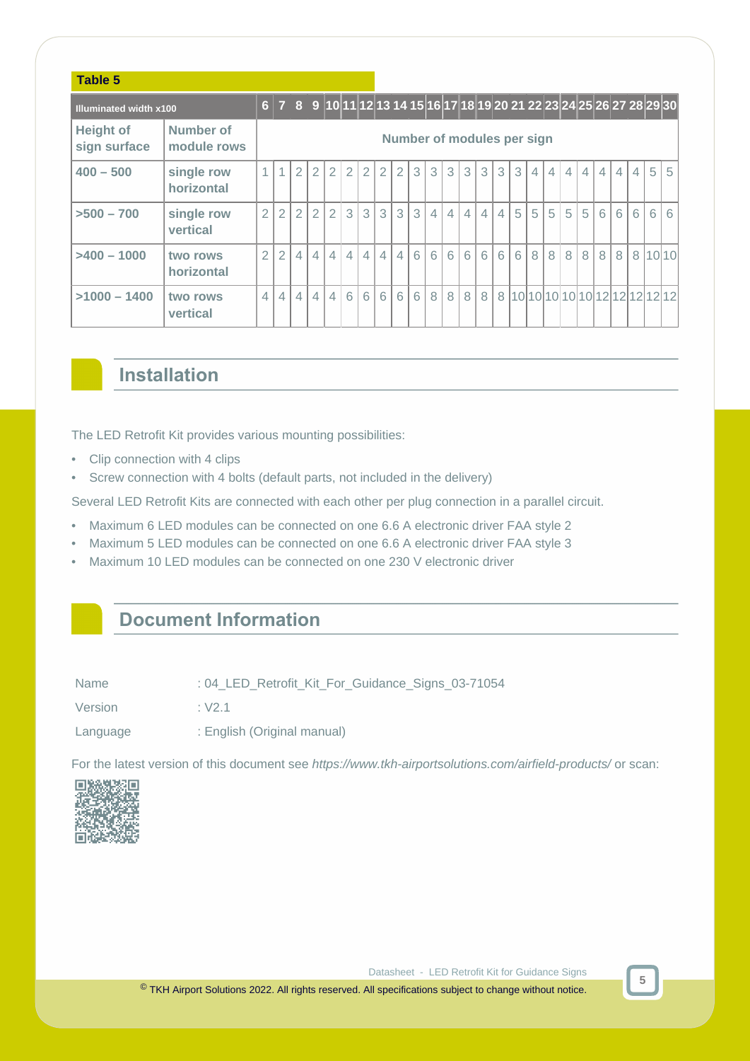**Table 5**

| Illuminated width x100 | | 6 | 7 | 8 | 9 | 10 | 11 | 12 | 13 | 14 | 15 | 16 | 17 | 18 | 19 | 20 | 21 | 22 | 23 | 24 | 25 | 26 | 27 | 28 | 29 | 30 |
|---|---|---|---|---|---|---|---|---|---|---|---|---|---|---|---|---|---|---|---|---|---|---|---|---|---|---|
| **Height of sign surface** | **Number of module rows** | **Number of modules per sign** | | | | | | | | | | | | | | | | | | | | | | | | |
| **400 – 500** | **single row horizontal** | 1 | 1 | 2 | 2 | 2 | 2 | 2 | 2 | 2 | 3 | 3 | 3 | 3 | 3 | 3 | 3 | 4 | 4 | 4 | 4 | 4 | 4 | 4 | 5 | 5 |
| **>500 – 700** | **single row vertical** | 2 | 2 | 2 | 2 | 2 | 3 | 3 | 3 | 3 | 3 | 4 | 4 | 4 | 4 | 4 | 5 | 5 | 5 | 5 | 5 | 6 | 6 | 6 | 6 | 6 |
| **>400 – 1000** | **two rows horizontal** | 2 | 2 | 4 | 4 | 4 | 4 | 4 | 4 | 4 | 6 | 6 | 6 | 6 | 6 | 6 | 6 | 8 | 8 | 8 | 8 | 8 | 8 | 8 | 10 | 10 |
| **>1000 – 1400** | **two rows vertical** | 4 | 4 | 4 | 4 | 4 | 6 | 6 | 6 | 6 | 6 | 8 | 8 | 8 | 8 | 8 | 10 | 10 | 10 | 10 | 10 | 12 | 12 | 12 | 12 | 12 |

## Installation

The LED Retrofit Kit provides various mounting possibilities:

- Clip connection with 4 clips
- Screw connection with 4 bolts (default parts, not included in the delivery)

Several LED Retrofit Kits are connected with each other per plug connection in a parallel circuit.

- Maximum 6 LED modules can be connected on one 6.6 A electronic driver FAA style 2
- Maximum 5 LED modules can be connected on one 6.6 A electronic driver FAA style 3
- Maximum 10 LED modules can be connected on one 230 V electronic driver

## Document Information

| | |
|---|---|
| Name | : 04_LED_Retrofit_Kit_For_Guidance_Signs_03-71054 |
| Version | : V2.1 |
| Language | : English (Original manual) |

For the latest version of this document see *https://www.tkh-airportsolutions.com/airfield-products/* or scan: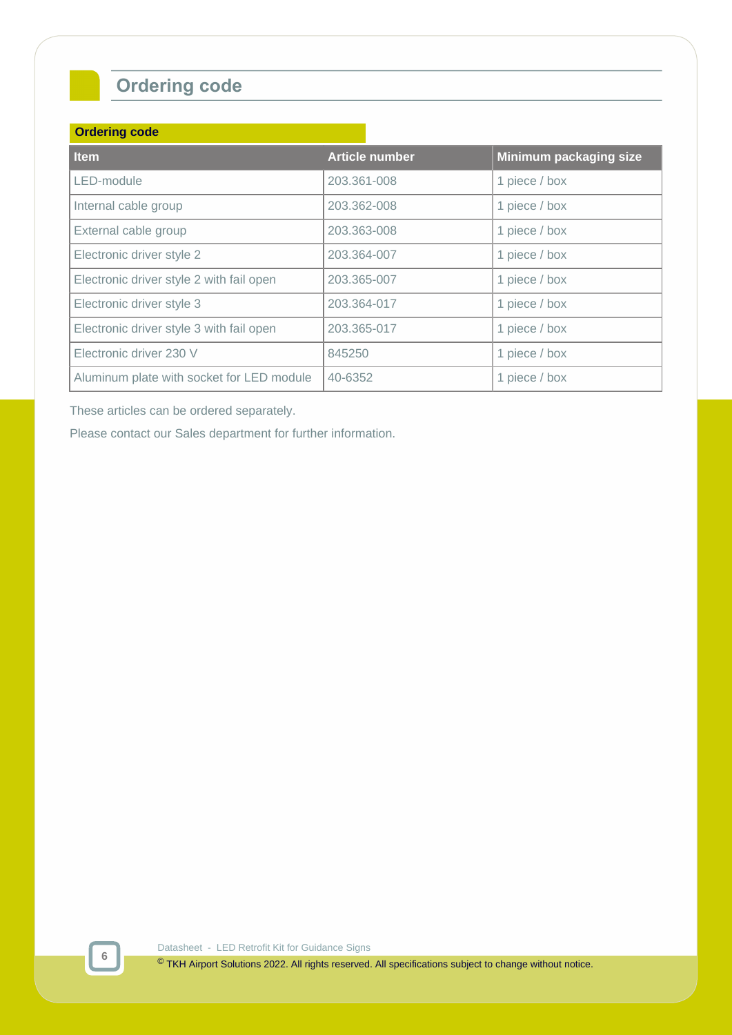# Ordering code

**Ordering code**

| Item | Article number | Minimum packaging size |
|---|---|---|
| LED-module | 203.361-008 | 1 piece / box |
| Internal cable group | 203.362-008 | 1 piece / box |
| External cable group | 203.363-008 | 1 piece / box |
| Electronic driver style 2 | 203.364-007 | 1 piece / box |
| Electronic driver style 2 with fail open | 203.365-007 | 1 piece / box |
| Electronic driver style 3 | 203.364-017 | 1 piece / box |
| Electronic driver style 3 with fail open | 203.365-017 | 1 piece / box |
| Electronic driver 230 V | 845250 | 1 piece / box |
| Aluminum plate with socket for LED module | 40-6352 | 1 piece / box |

These articles can be ordered separately.

Please contact our Sales department for further information.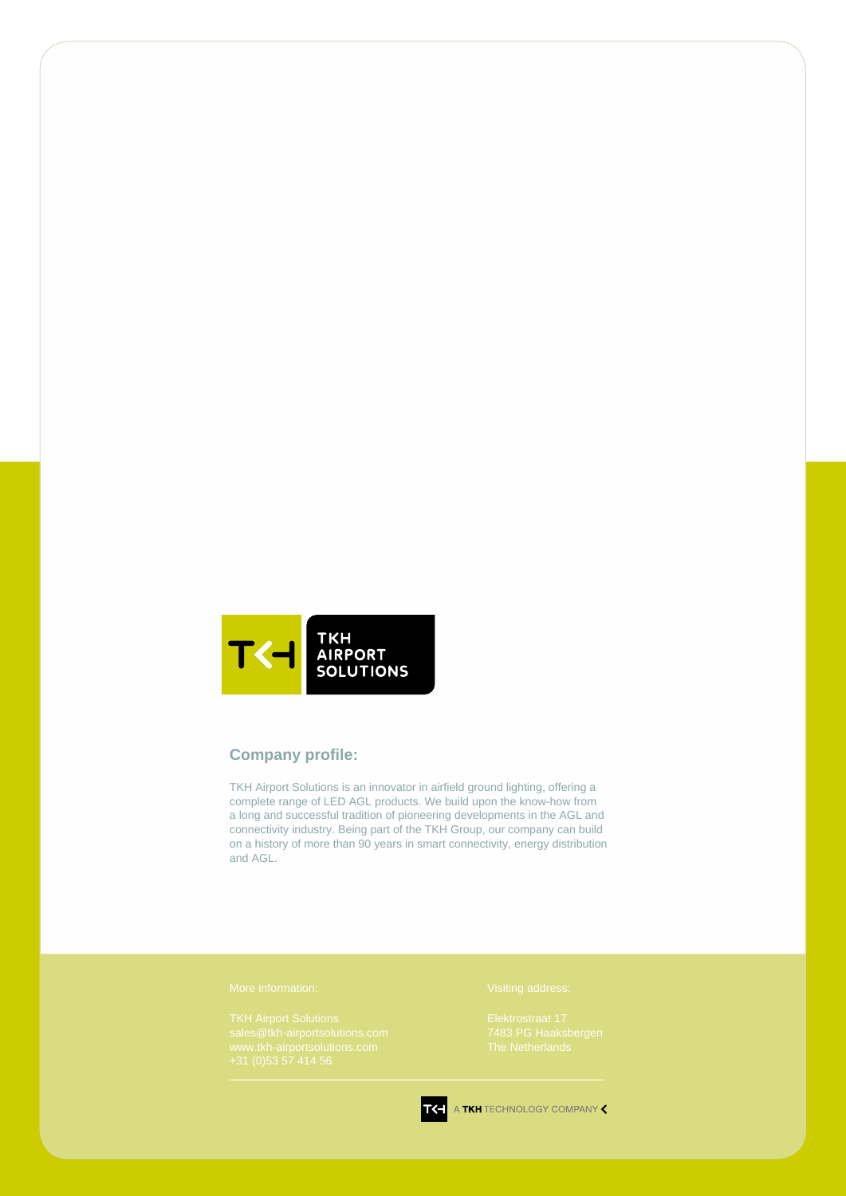TKH AIRPORT SOLUTIONS

## Company profile:

TKH Airport Solutions is an innovator in airfield ground lighting, offering a complete range of LED AGL products. We build upon the know-how from a long and successful tradition of pioneering developments in the AGL and connectivity industry. Being part of the TKH Group, our company can build on a history of more than 90 years in smart connectivity, energy distribution and AGL.

More information:

TKH Airport Solutions
sales@tkh-airportsolutions.com
www.tkh-airportsolutions.com
+31 (0)53 57 414 56

Visiting address:

Elektrostraat 17
7483 PG Haaksbergen
The Netherlands

A **TKH** TECHNOLOGY COMPANY